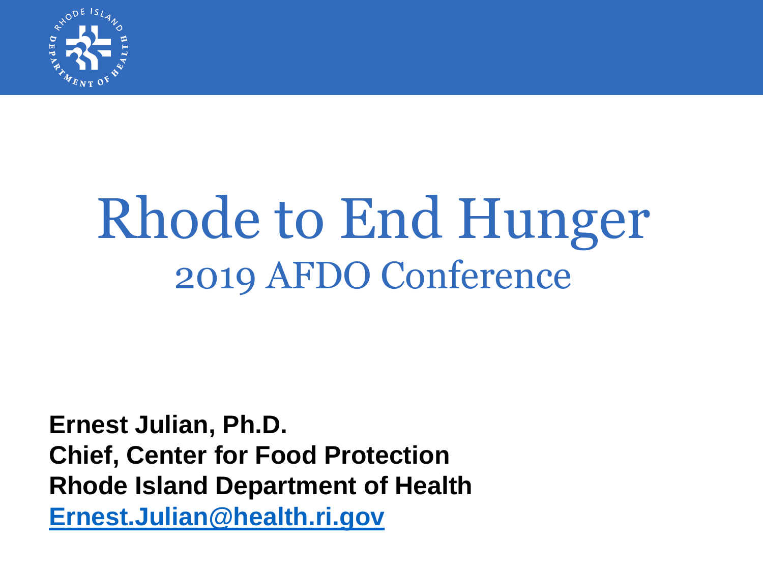# Rhode to End Hunger

## 2019 AFDO Conference

**Ernest Julian, Ph.D.**
**Chief, Center for Food Protection**
**Rhode Island Department of Health**
**Ernest.Julian@health.ri.gov**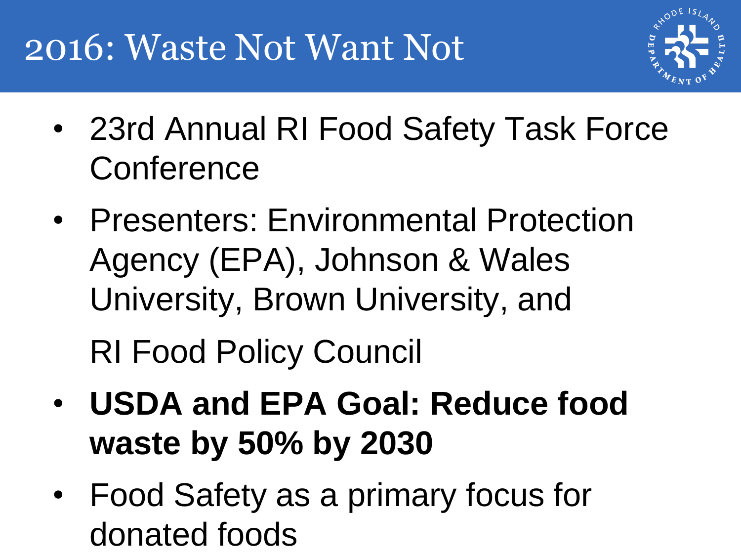# 2016: Waste Not Want Not

- 23rd Annual RI Food Safety Task Force Conference
- Presenters: Environmental Protection Agency (EPA), Johnson & Wales University, Brown University, and

  RI Food Policy Council
- **USDA and EPA Goal: Reduce food waste by 50% by 2030**
- Food Safety as a primary focus for donated foods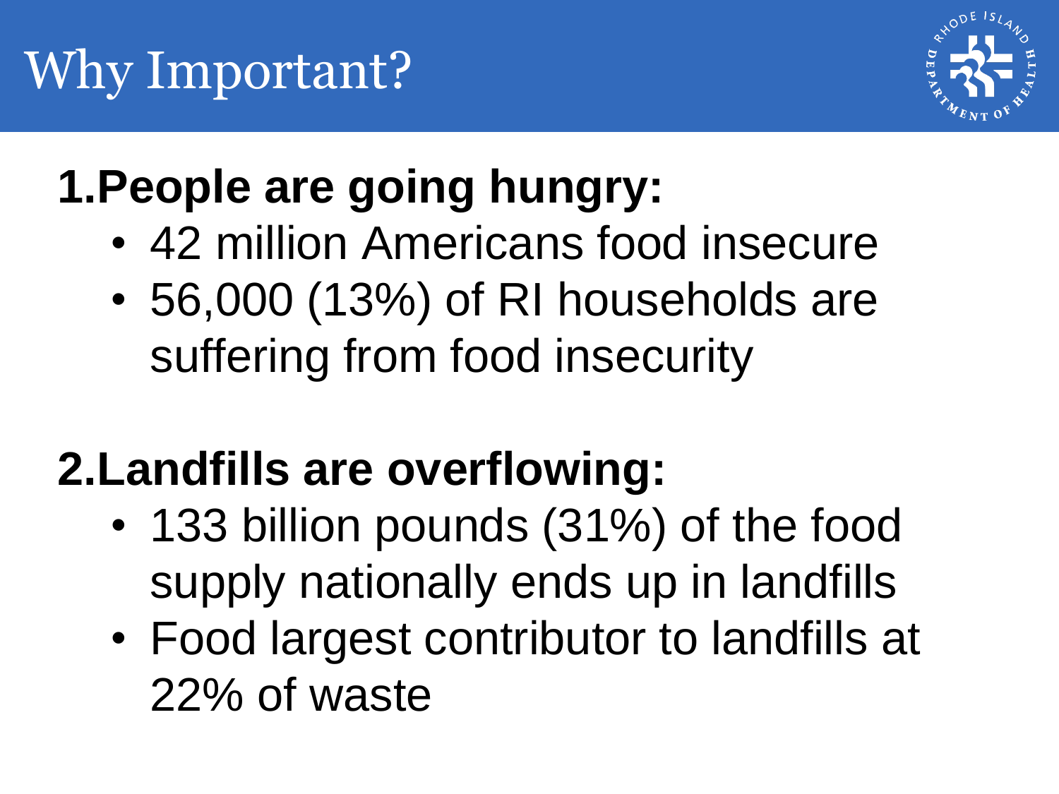# Why Important?

## 1. People are going hungry:

- 42 million Americans food insecure
- 56,000 (13%) of RI households are suffering from food insecurity

## 2. Landfills are overflowing:

- 133 billion pounds (31%) of the food supply nationally ends up in landfills
- Food largest contributor to landfills at 22% of waste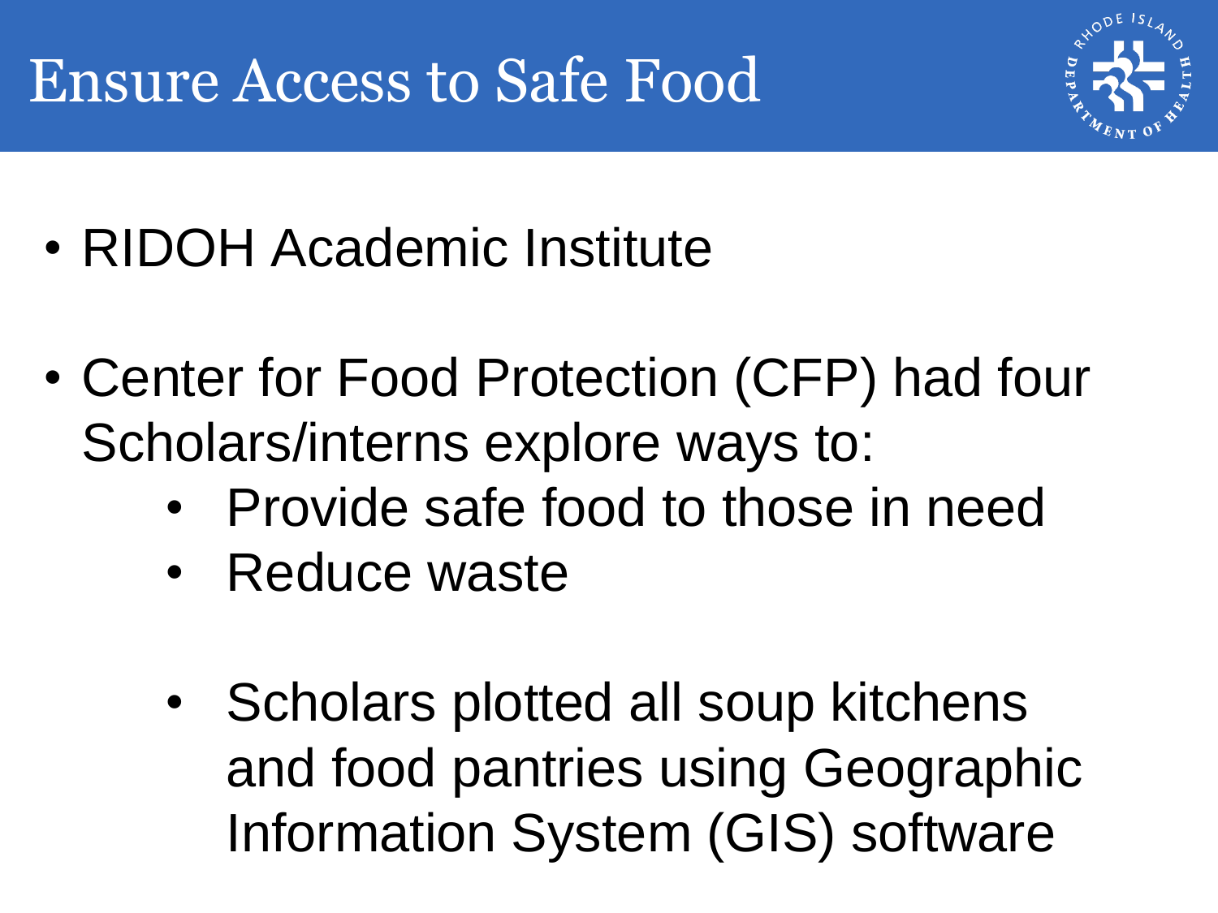# Ensure Access to Safe Food

- RIDOH Academic Institute
- Center for Food Protection (CFP) had four Scholars/interns explore ways to:
  - Provide safe food to those in need
  - Reduce waste

  - Scholars plotted all soup kitchens and food pantries using Geographic Information System (GIS) software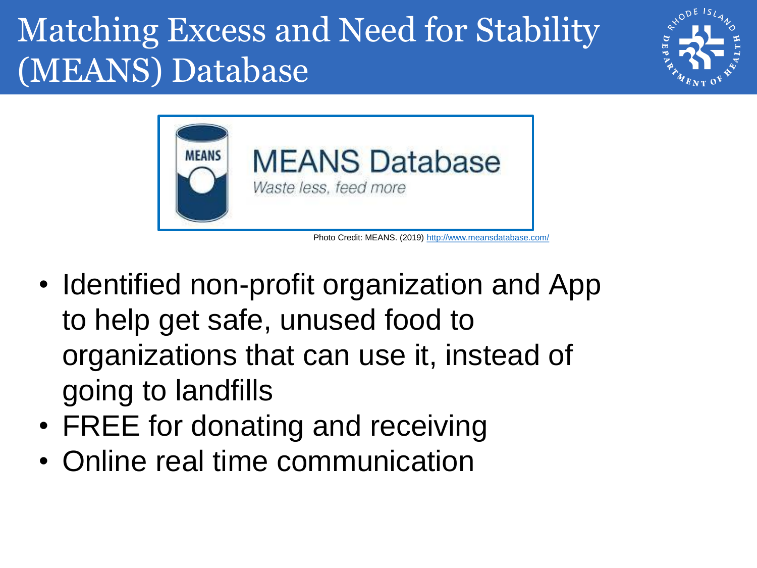# Matching Excess and Need for Stability (MEANS) Database

MEANS Database

*Waste less, feed more*

Photo Credit: MEANS. (2019) http://www.meansdatabase.com/

- Identified non-profit organization and App to help get safe, unused food to organizations that can use it, instead of going to landfills
- FREE for donating and receiving
- Online real time communication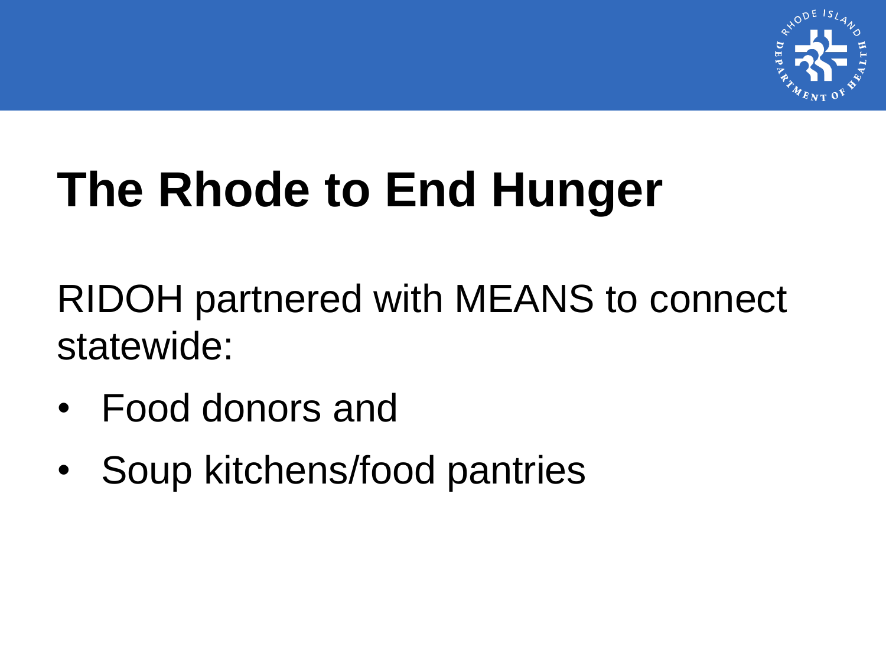# The Rhode to End Hunger

RIDOH partnered with MEANS to connect statewide:

- Food donors and
- Soup kitchens/food pantries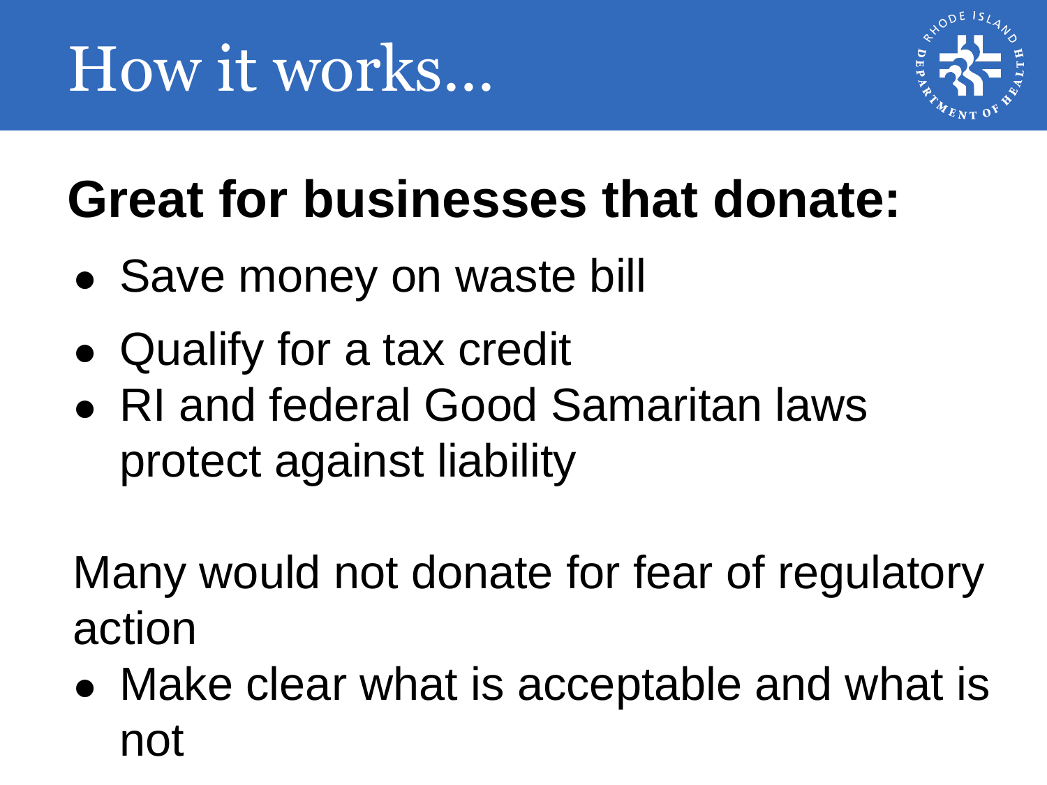# How it works...

## Great for businesses that donate:

- Save money on waste bill
- Qualify for a tax credit
- RI and federal Good Samaritan laws protect against liability

Many would not donate for fear of regulatory action

- Make clear what is acceptable and what is not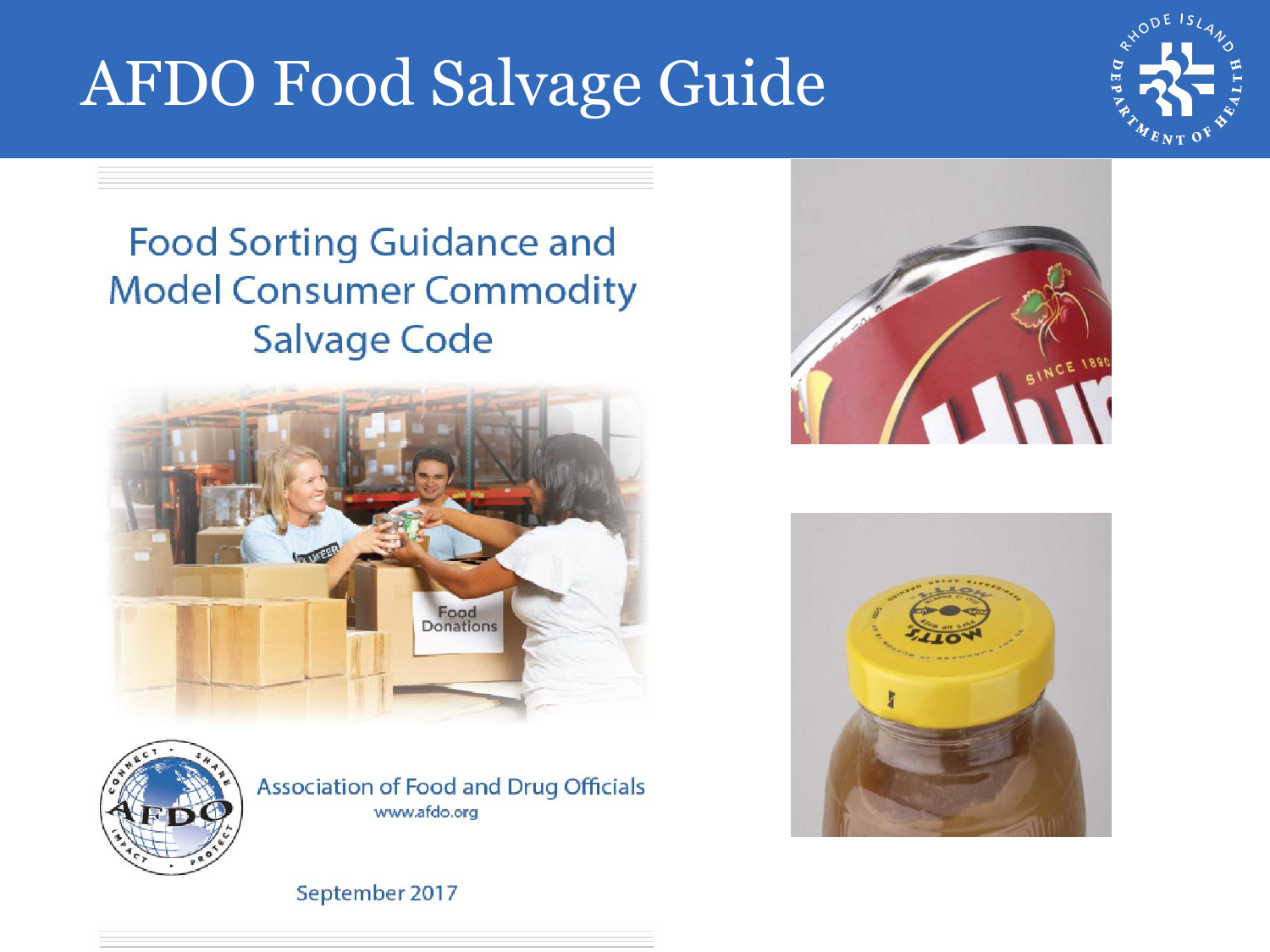# AFDO Food Salvage Guide

Food Sorting Guidance and Model Consumer Commodity Salvage Code

Association of Food and Drug Officials

www.afdo.org

September 2017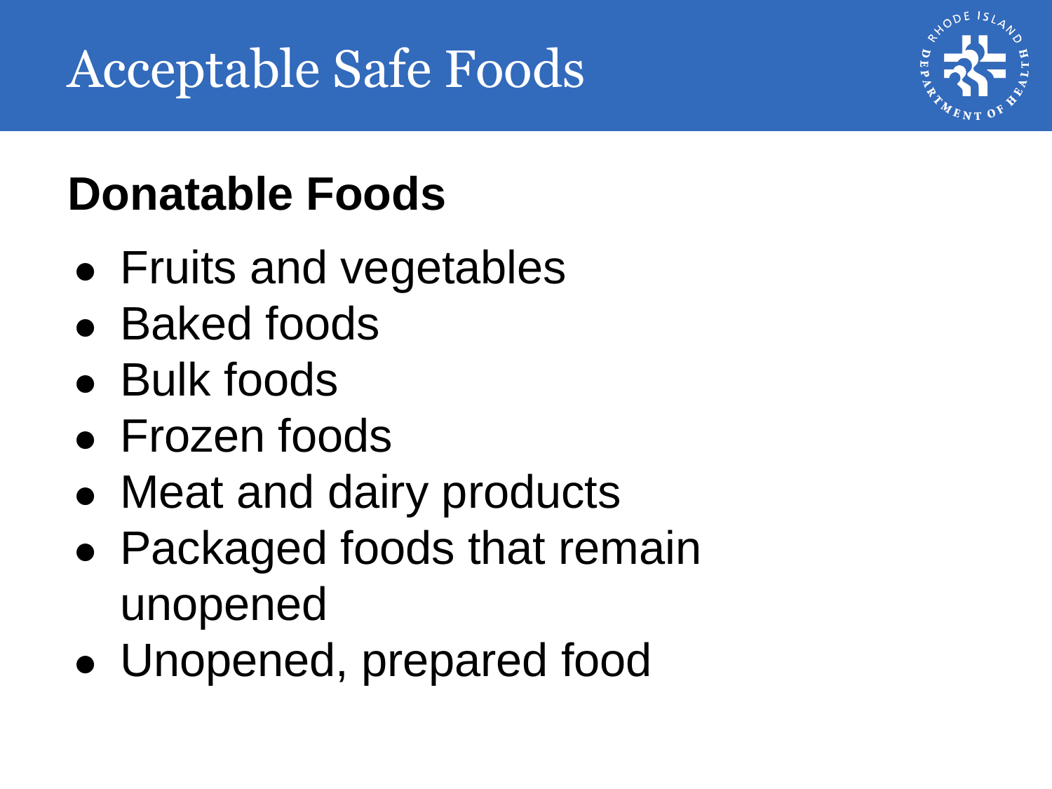# Acceptable Safe Foods

## Donatable Foods

- Fruits and vegetables
- Baked foods
- Bulk foods
- Frozen foods
- Meat and dairy products
- Packaged foods that remain unopened
- Unopened, prepared food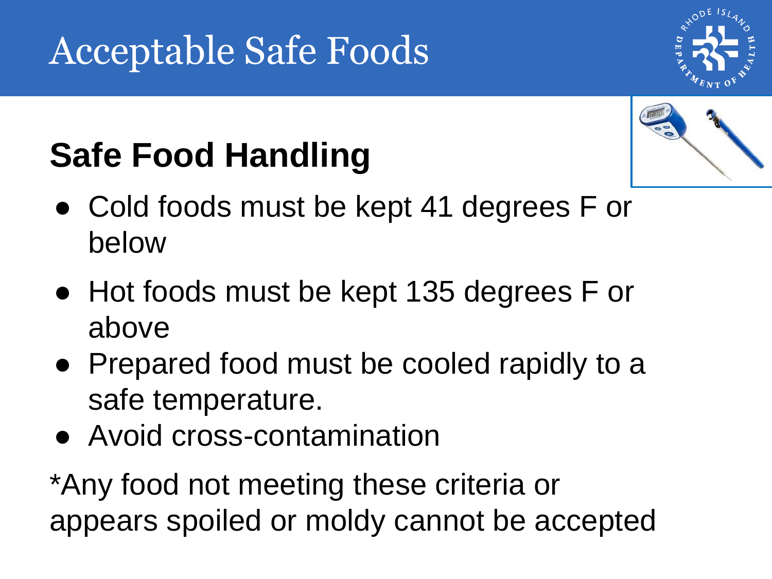# Acceptable Safe Foods

## Safe Food Handling

- Cold foods must be kept 41 degrees F or below
- Hot foods must be kept 135 degrees F or above
- Prepared food must be cooled rapidly to a safe temperature.
- Avoid cross-contamination

*Any food not meeting these criteria or appears spoiled or moldy cannot be accepted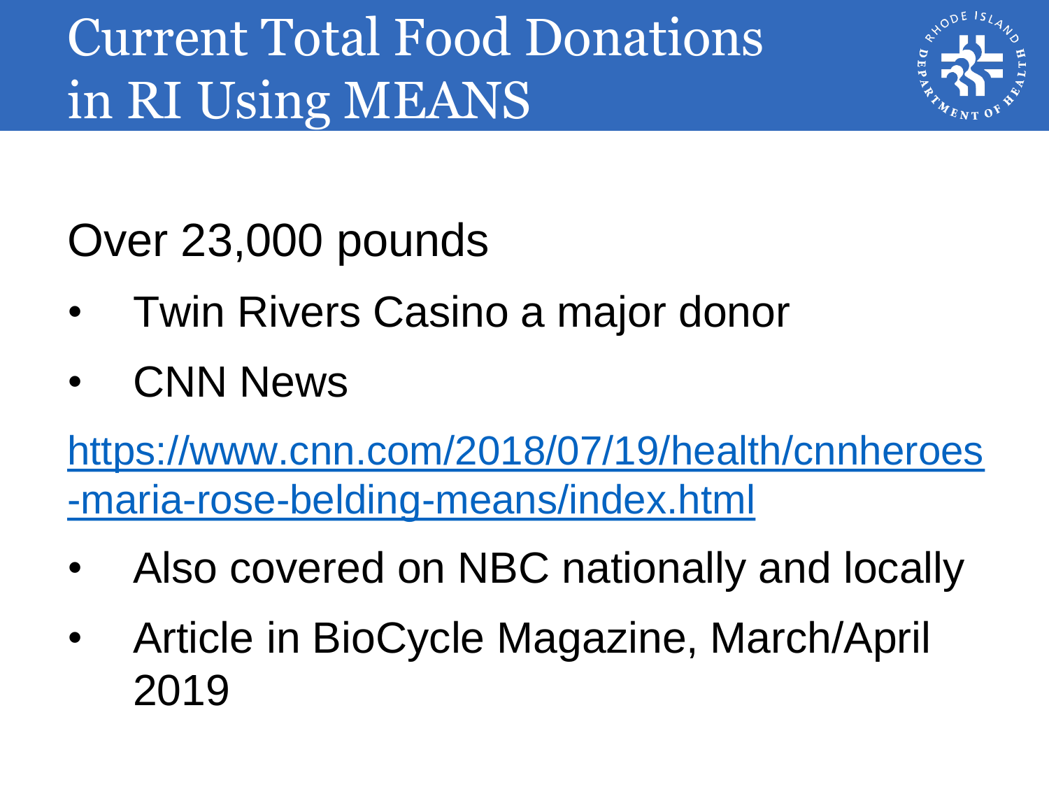# Current Total Food Donations in RI Using MEANS

Over 23,000 pounds

- Twin Rivers Casino a major donor
- CNN News

https://www.cnn.com/2018/07/19/health/cnnheroes-maria-rose-belding-means/index.html

- Also covered on NBC nationally and locally
- Article in BioCycle Magazine, March/April 2019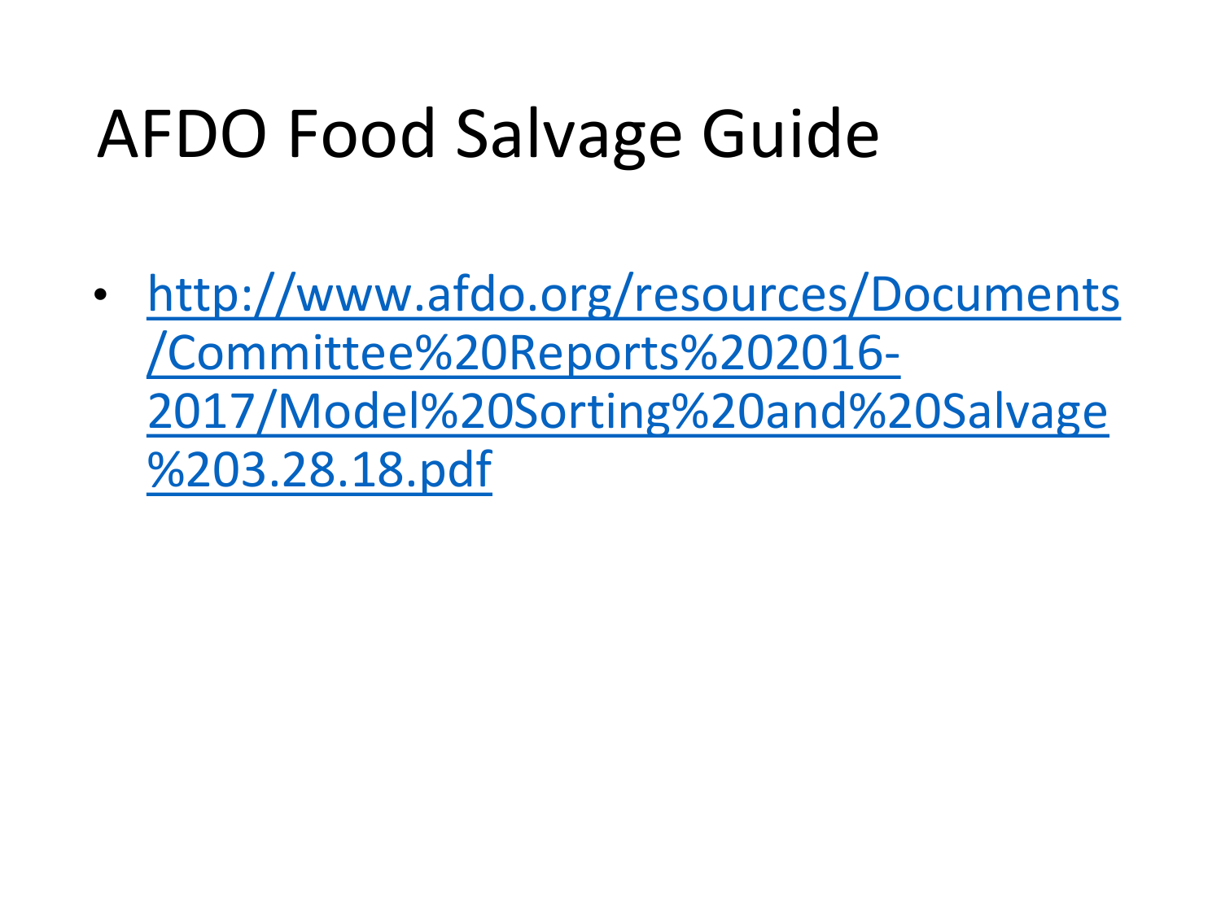# AFDO Food Salvage Guide

- http://www.afdo.org/resources/Documents/Committee%20Reports%202016-2017/Model%20Sorting%20and%20Salvage%203.28.18.pdf